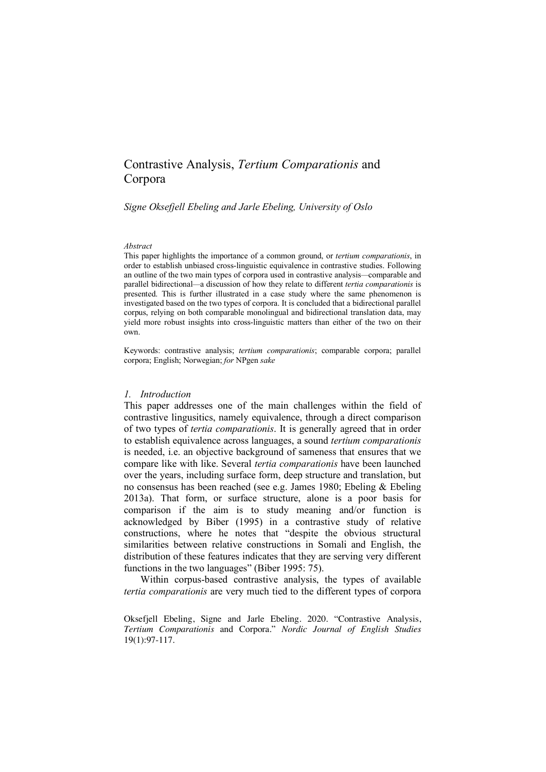# Contrastive Analysis, *Tertium Comparationis* and Corpora

*Signe Oksefjell Ebeling and Jarle Ebeling, University of Oslo*

*Abstract*

This paper highlights the importance of a common ground, or *tertium comparationis*, in order to establish unbiased cross-linguistic equivalence in contrastive studies. Following an outline of the two main types of corpora used in contrastive analysis—comparable and parallel bidirectional—a discussion of how they relate to different *tertia comparationis* is presented. This is further illustrated in a case study where the same phenomenon is investigated based on the two types of corpora. It is concluded that a bidirectional parallel corpus, relying on both comparable monolingual and bidirectional translation data, may yield more robust insights into cross-linguistic matters than either of the two on their own.

Keywords: contrastive analysis; *tertium comparationis*; comparable corpora; parallel corpora; English; Norwegian; *for* NPgen *sake*

## *1. Introduction*

This paper addresses one of the main challenges within the field of contrastive lingusitics, namely equivalence, through a direct comparison of two types of *tertia comparationis*. It is generally agreed that in order to establish equivalence across languages, a sound *tertium comparationis* is needed, i.e. an objective background of sameness that ensures that we compare like with like. Several *tertia comparationis* have been launched over the years, including surface form, deep structure and translation, but no consensus has been reached (see e.g. James 1980; Ebeling & Ebeling 2013a). That form, or surface structure, alone is a poor basis for comparison if the aim is to study meaning and/or function is acknowledged by Biber (1995) in a contrastive study of relative constructions, where he notes that "despite the obvious structural similarities between relative constructions in Somali and English, the distribution of these features indicates that they are serving very different functions in the two languages" (Biber 1995: 75).

Within corpus-based contrastive analysis, the types of available *tertia comparationis* are very much tied to the different types of corpora

Oksefjell Ebeling, Signe and Jarle Ebeling. 2020. "Contrastive Analysis, *Tertium Comparationis* and Corpora." *Nordic Journal of English Studies* 19(1):97-117.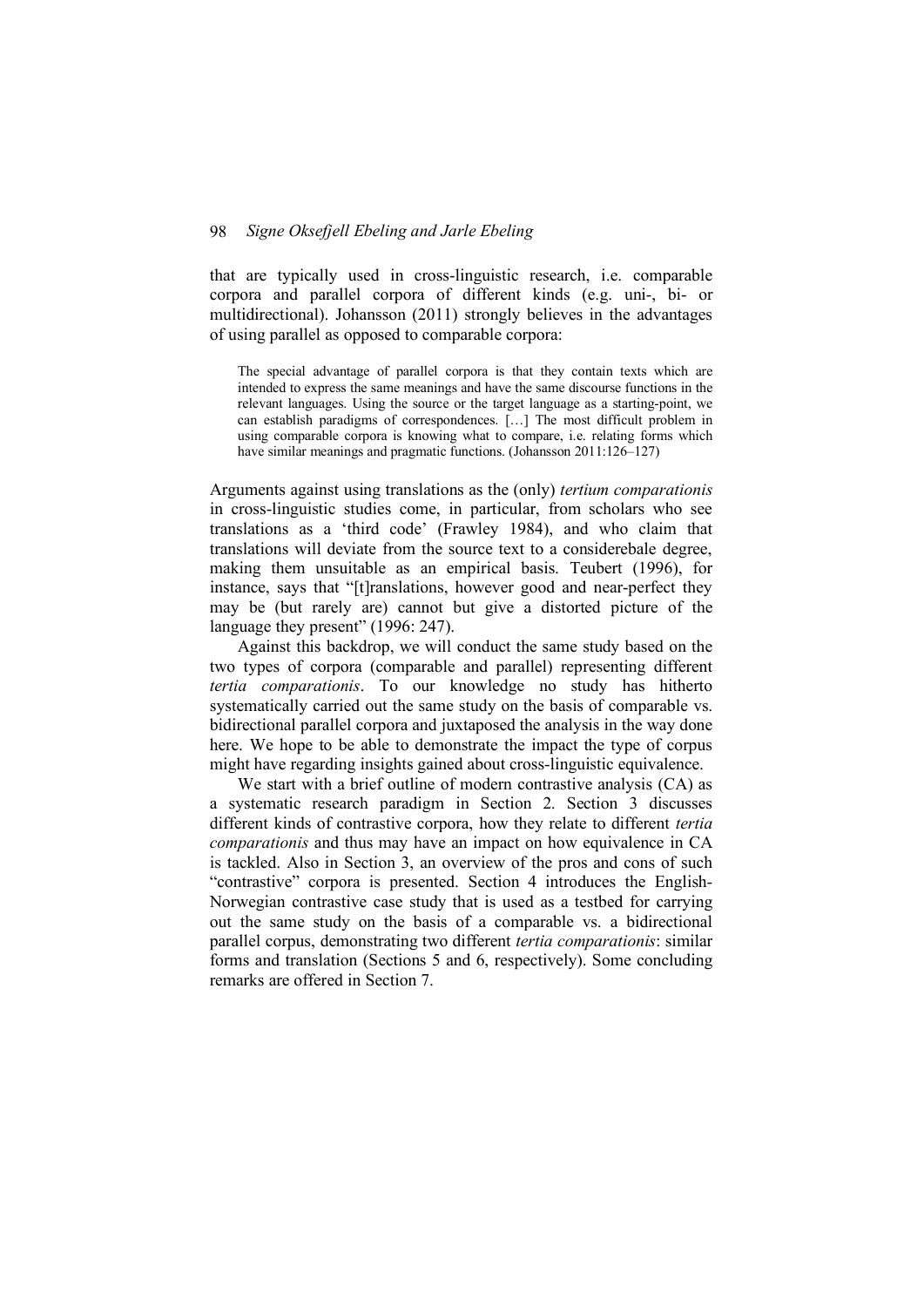that are typically used in cross-linguistic research, i.e. comparable corpora and parallel corpora of different kinds (e.g. uni-, bi- or multidirectional). Johansson (2011) strongly believes in the advantages of using parallel as opposed to comparable corpora:

> The special advantage of parallel corpora is that they contain texts which are intended to express the same meanings and have the same discourse functions in the relevant languages. Using the source or the target language as a starting-point, we can establish paradigms of correspondences. […] The most difficult problem in using comparable corpora is knowing what to compare, i.e. relating forms which have similar meanings and pragmatic functions. (Johansson 2011:126–127)

Arguments against using translations as the (only) *tertium comparationis* in cross-linguistic studies come, in particular, from scholars who see translations as a 'third code' (Frawley 1984), and who claim that translations will deviate from the source text to a considerebale degree, making them unsuitable as an empirical basis. Teubert (1996), for instance, says that "[t]ranslations, however good and near-perfect they may be (but rarely are) cannot but give a distorted picture of the language they present" (1996: 247).

Against this backdrop, we will conduct the same study based on the two types of corpora (comparable and parallel) representing different *tertia comparationis*. To our knowledge no study has hitherto systematically carried out the same study on the basis of comparable vs. bidirectional parallel corpora and juxtaposed the analysis in the way done here. We hope to be able to demonstrate the impact the type of corpus might have regarding insights gained about cross-linguistic equivalence.

We start with a brief outline of modern contrastive analysis (CA) as a systematic research paradigm in Section 2. Section 3 discusses different kinds of contrastive corpora, how they relate to different *tertia comparationis* and thus may have an impact on how equivalence in CA is tackled. Also in Section 3, an overview of the pros and cons of such "contrastive" corpora is presented. Section 4 introduces the English-Norwegian contrastive case study that is used as a testbed for carrying out the same study on the basis of a comparable vs. a bidirectional parallel corpus, demonstrating two different *tertia comparationis*: similar forms and translation (Sections 5 and 6, respectively). Some concluding remarks are offered in Section 7.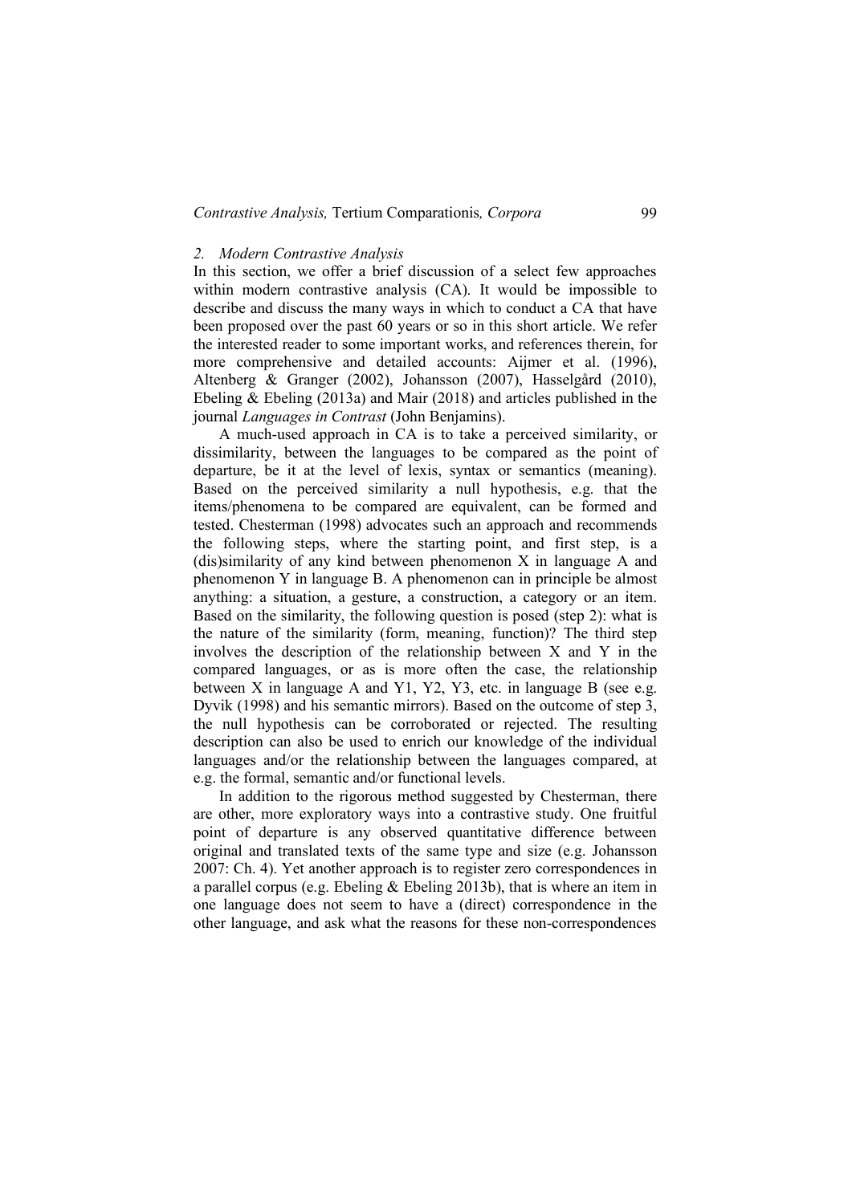## 2. *Modern Contrastive Analysis*

In this section, we offer a brief discussion of a select few approaches within modern contrastive analysis (CA). It would be impossible to describe and discuss the many ways in which to conduct a CA that have been proposed over the past 60 years or so in this short article. We refer the interested reader to some important works, and references therein, for more comprehensive and detailed accounts: Aijmer et al. (1996), Altenberg & Granger (2002), Johansson (2007), Hasselgård (2010), Ebeling & Ebeling (2013a) and Mair (2018) and articles published in the journal *Languages in Contrast* (John Benjamins).

A much-used approach in CA is to take a perceived similarity, or dissimilarity, between the languages to be compared as the point of departure, be it at the level of lexis, syntax or semantics (meaning). Based on the perceived similarity a null hypothesis, e.g. that the items/phenomena to be compared are equivalent, can be formed and tested. Chesterman (1998) advocates such an approach and recommends the following steps, where the starting point, and first step, is a (dis)similarity of any kind between phenomenon X in language A and phenomenon Y in language B. A phenomenon can in principle be almost anything: a situation, a gesture, a construction, a category or an item. Based on the similarity, the following question is posed (step 2): what is the nature of the similarity (form, meaning, function)? The third step involves the description of the relationship between X and Y in the compared languages, or as is more often the case, the relationship between X in language A and Y1, Y2, Y3, etc. in language B (see e.g. Dyvik (1998) and his semantic mirrors). Based on the outcome of step 3, the null hypothesis can be corroborated or rejected. The resulting description can also be used to enrich our knowledge of the individual languages and/or the relationship between the languages compared, at e.g. the formal, semantic and/or functional levels.

In addition to the rigorous method suggested by Chesterman, there are other, more exploratory ways into a contrastive study. One fruitful point of departure is any observed quantitative difference between original and translated texts of the same type and size (e.g. Johansson 2007: Ch. 4). Yet another approach is to register zero correspondences in a parallel corpus (e.g. Ebeling & Ebeling 2013b), that is where an item in one language does not seem to have a (direct) correspondence in the other language, and ask what the reasons for these non-correspondences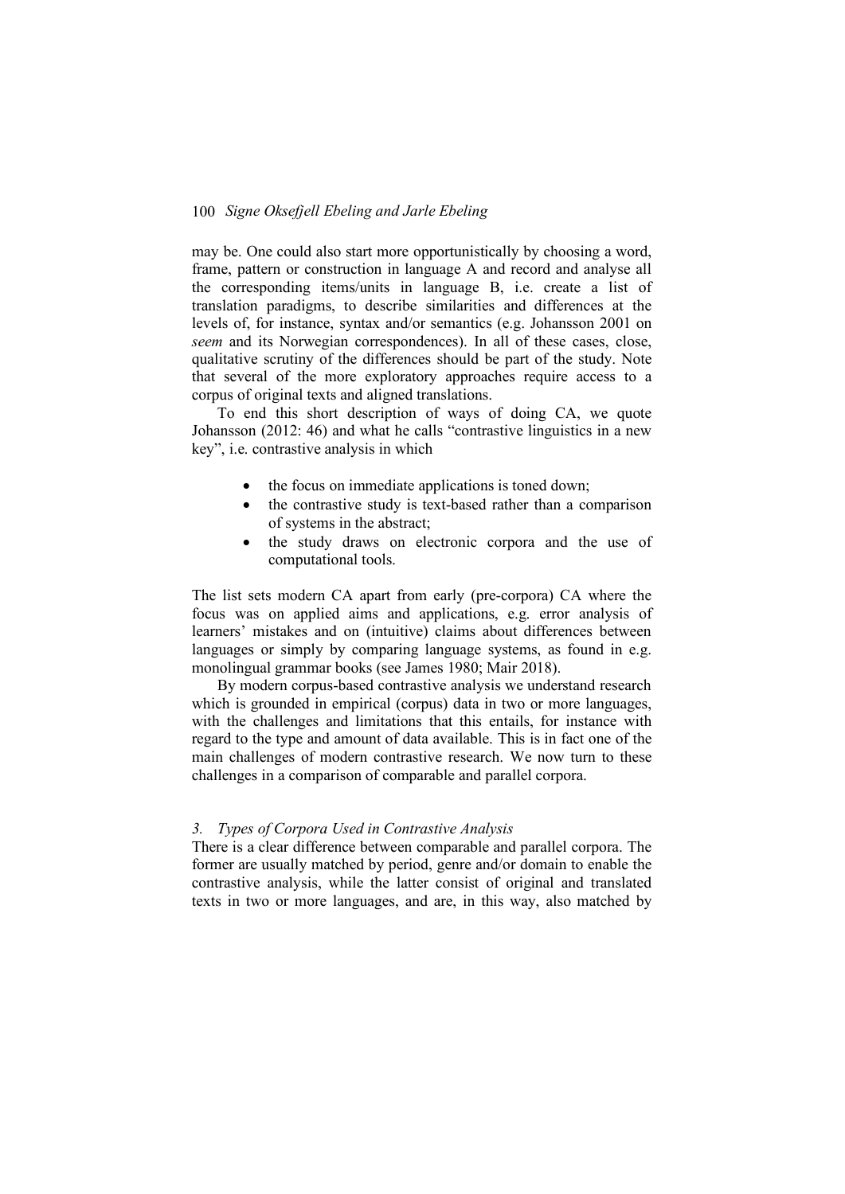may be. One could also start more opportunistically by choosing a word, frame, pattern or construction in language A and record and analyse all the corresponding items/units in language B, i.e. create a list of translation paradigms, to describe similarities and differences at the levels of, for instance, syntax and/or semantics (e.g. Johansson 2001 on *seem* and its Norwegian correspondences). In all of these cases, close, qualitative scrutiny of the differences should be part of the study. Note that several of the more exploratory approaches require access to a corpus of original texts and aligned translations.

To end this short description of ways of doing CA, we quote Johansson (2012: 46) and what he calls "contrastive linguistics in a new key", i.e. contrastive analysis in which

- the focus on immediate applications is toned down;
- the contrastive study is text-based rather than a comparison of systems in the abstract;
- the study draws on electronic corpora and the use of computational tools.

The list sets modern CA apart from early (pre-corpora) CA where the focus was on applied aims and applications, e.g. error analysis of learners' mistakes and on (intuitive) claims about differences between languages or simply by comparing language systems, as found in e.g. monolingual grammar books (see James 1980; Mair 2018).

By modern corpus-based contrastive analysis we understand research which is grounded in empirical (corpus) data in two or more languages, with the challenges and limitations that this entails, for instance with regard to the type and amount of data available. This is in fact one of the main challenges of modern contrastive research. We now turn to these challenges in a comparison of comparable and parallel corpora.

### *3. Types of Corpora Used in Contrastive Analysis*

There is a clear difference between comparable and parallel corpora. The former are usually matched by period, genre and/or domain to enable the contrastive analysis, while the latter consist of original and translated texts in two or more languages, and are, in this way, also matched by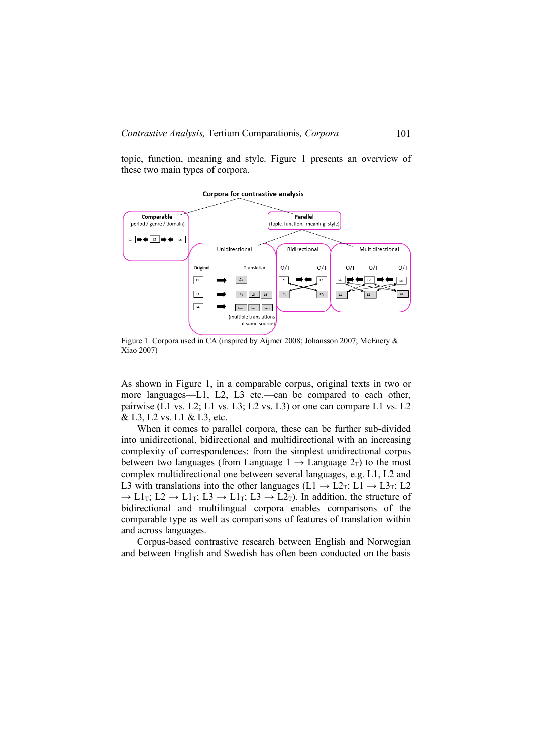topic, function, meaning and style. Figure 1 presents an overview of these two main types of corpora.

Figure 1. Corpora used in CA (inspired by Aijmer 2008; Johansson 2007; McEnery & Xiao 2007)

As shown in Figure 1, in a comparable corpus, original texts in two or more languages—L1, L2, L3 etc.—can be compared to each other, pairwise (L1 vs. L2; L1 vs. L3; L2 vs. L3) or one can compare L1 vs. L2 & L3, L2 vs. L1 & L3, etc.

When it comes to parallel corpora, these can be further sub-divided into unidirectional, bidirectional and multidirectional with an increasing complexity of correspondences: from the simplest unidirectional corpus between two languages (from Language 1 → Language $2_T$) to the most complex multidirectional one between several languages, e.g. L1, L2 and L3 with translations into the other languages (L1 → $L2_T$; L1 → $L3_T$; L2 → $L1_T$; L2 → $L1_T$; L3 → $L1_T$; L3 → $L2_T$). In addition, the structure of bidirectional and multilingual corpora enables comparisons of the comparable type as well as comparisons of features of translation within and across languages.

Corpus-based contrastive research between English and Norwegian and between English and Swedish has often been conducted on the basis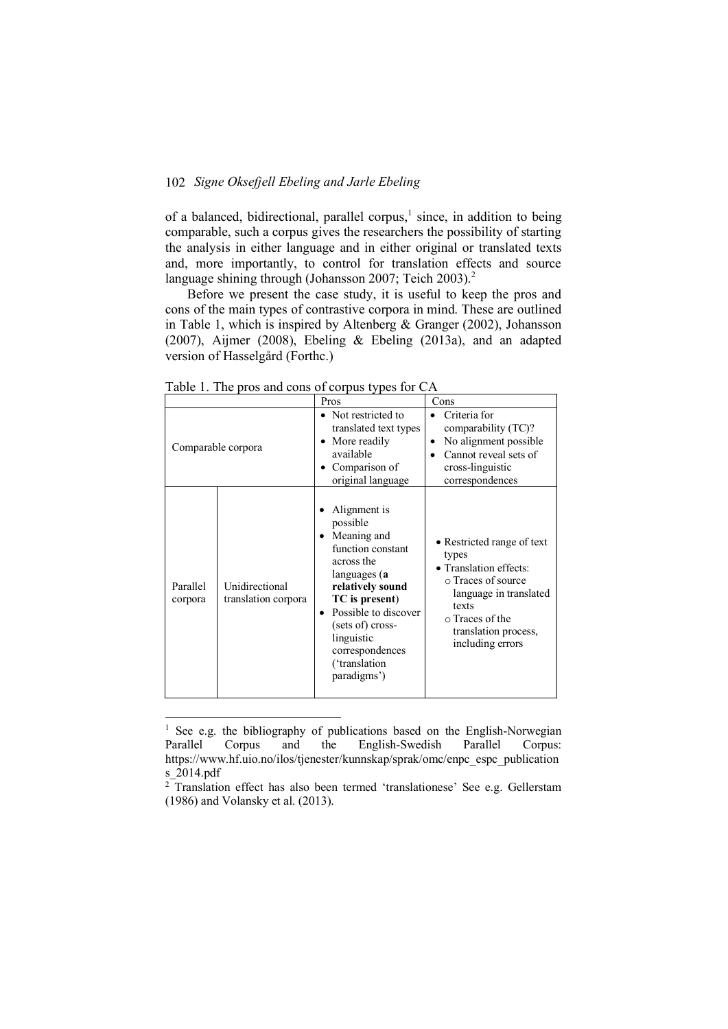of a balanced, bidirectional, parallel corpus,[1] since, in addition to being comparable, such a corpus gives the researchers the possibility of starting the analysis in either language and in either original or translated texts and, more importantly, to control for translation effects and source language shining through (Johansson 2007; Teich 2003).[2]

Before we present the case study, it is useful to keep the pros and cons of the main types of contrastive corpora in mind. These are outlined in Table 1, which is inspired by Altenberg & Granger (2002), Johansson (2007), Aijmer (2008), Ebeling & Ebeling (2013a), and an adapted version of Hasselgård (Forthc.)

Table 1. The pros and cons of corpus types for CA

| | | Pros | Cons |
|---|---|---|---|
| Comparable corpora | | • Not restricted to translated text types<br>• More readily available<br>• Comparison of original language | • Criteria for comparability (TC)?<br>• No alignment possible<br>• Cannot reveal sets of cross-linguistic correspondences |
| Parallel corpora | Unidirectional translation corpora | • Alignment is possible<br>• Meaning and function constant across the languages (**a relatively sound TC is present**)<br>• Possible to discover (sets of) cross-linguistic correspondences ('translation paradigms') | • Restricted range of text types<br>• Translation effects:<br>○ Traces of source language in translated texts<br>○ Traces of the translation process, including errors |

[1] See e.g. the bibliography of publications based on the English-Norwegian Parallel Corpus and the English-Swedish Parallel Corpus: https://www.hf.uio.no/ilos/tjenester/kunnskap/sprak/omc/enpc_espc_publications_2014.pdf

[2] Translation effect has also been termed 'translationese' See e.g. Gellerstam (1986) and Volansky et al. (2013).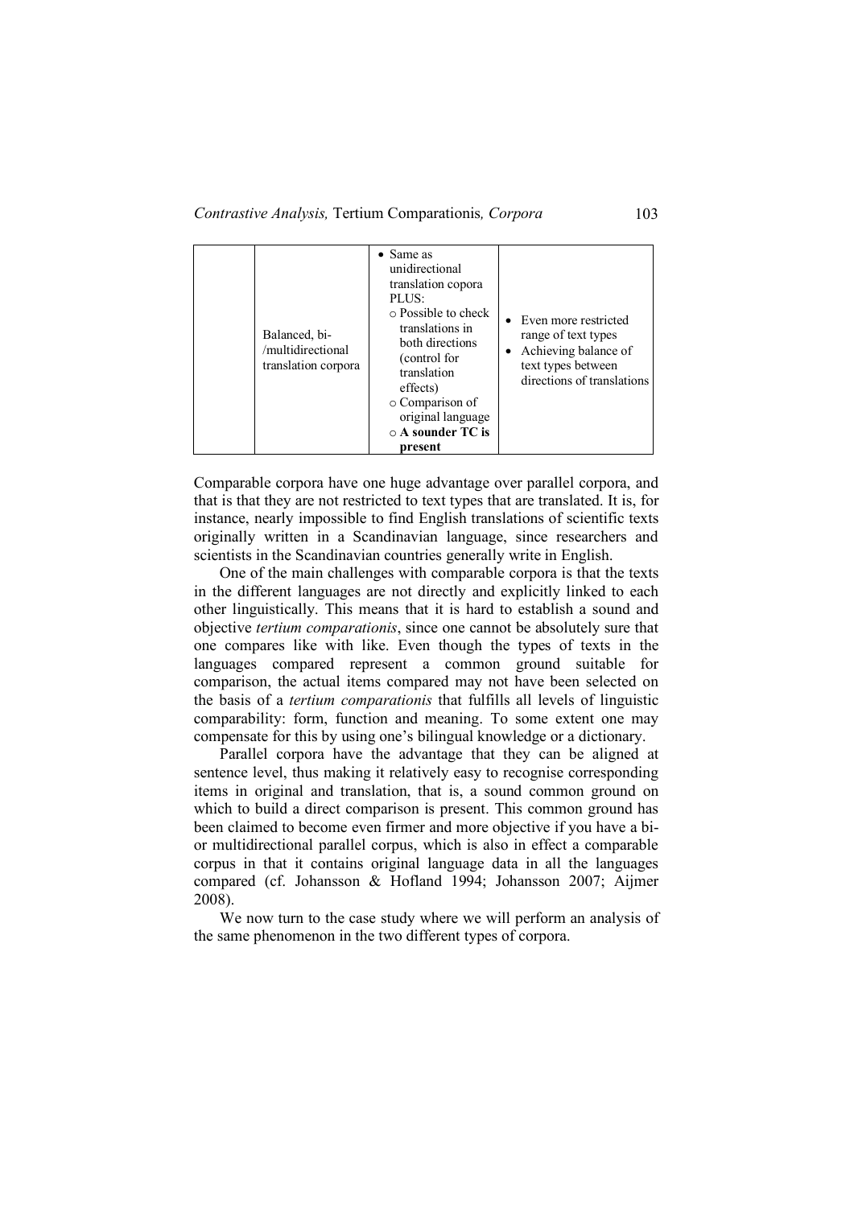|  | Balanced, bi-/multidirectional translation corpora | • Same as unidirectional translation copora PLUS:<br>○ Possible to check translations in both directions (control for translation effects)<br>○ Comparison of original language<br>○ **A sounder TC is present** | • Even more restricted range of text types<br>• Achieving balance of text types between directions of translations |
|---|---|---|---|

Comparable corpora have one huge advantage over parallel corpora, and that is that they are not restricted to text types that are translated. It is, for instance, nearly impossible to find English translations of scientific texts originally written in a Scandinavian language, since researchers and scientists in the Scandinavian countries generally write in English.

One of the main challenges with comparable corpora is that the texts in the different languages are not directly and explicitly linked to each other linguistically. This means that it is hard to establish a sound and objective *tertium comparationis*, since one cannot be absolutely sure that one compares like with like. Even though the types of texts in the languages compared represent a common ground suitable for comparison, the actual items compared may not have been selected on the basis of a *tertium comparationis* that fulfills all levels of linguistic comparability: form, function and meaning. To some extent one may compensate for this by using one's bilingual knowledge or a dictionary.

Parallel corpora have the advantage that they can be aligned at sentence level, thus making it relatively easy to recognise corresponding items in original and translation, that is, a sound common ground on which to build a direct comparison is present. This common ground has been claimed to become even firmer and more objective if you have a bi- or multidirectional parallel corpus, which is also in effect a comparable corpus in that it contains original language data in all the languages compared (cf. Johansson & Hofland 1994; Johansson 2007; Aijmer 2008).

We now turn to the case study where we will perform an analysis of the same phenomenon in the two different types of corpora.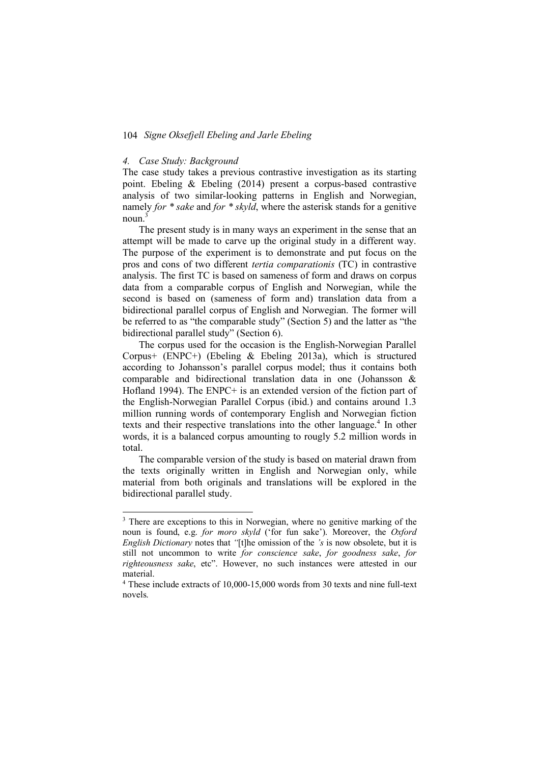### *4. Case Study: Background*

The case study takes a previous contrastive investigation as its starting point. Ebeling & Ebeling (2014) present a corpus-based contrastive analysis of two similar-looking patterns in English and Norwegian, namely *for * sake* and *for * skyld*, where the asterisk stands for a genitive noun.[3]

The present study is in many ways an experiment in the sense that an attempt will be made to carve up the original study in a different way. The purpose of the experiment is to demonstrate and put focus on the pros and cons of two different *tertia comparationis* (TC) in contrastive analysis. The first TC is based on sameness of form and draws on corpus data from a comparable corpus of English and Norwegian, while the second is based on (sameness of form and) translation data from a bidirectional parallel corpus of English and Norwegian. The former will be referred to as "the comparable study" (Section 5) and the latter as "the bidirectional parallel study" (Section 6).

The corpus used for the occasion is the English-Norwegian Parallel Corpus+ (ENPC+) (Ebeling & Ebeling 2013a), which is structured according to Johansson's parallel corpus model; thus it contains both comparable and bidirectional translation data in one (Johansson & Hofland 1994). The ENPC+ is an extended version of the fiction part of the English-Norwegian Parallel Corpus (ibid.) and contains around 1.3 million running words of contemporary English and Norwegian fiction texts and their respective translations into the other language.[4] In other words, it is a balanced corpus amounting to rougly 5.2 million words in total.

The comparable version of the study is based on material drawn from the texts originally written in English and Norwegian only, while material from both originals and translations will be explored in the bidirectional parallel study.

---

[3] There are exceptions to this in Norwegian, where no genitive marking of the noun is found, e.g. *for moro skyld* ('for fun sake'). Moreover, the *Oxford English Dictionary* notes that "[t]he omission of the *'s* is now obsolete, but it is still not uncommon to write *for conscience sake*, *for goodness sake*, *for righteousness sake*, etc". However, no such instances were attested in our material.

[4] These include extracts of 10,000-15,000 words from 30 texts and nine full-text novels.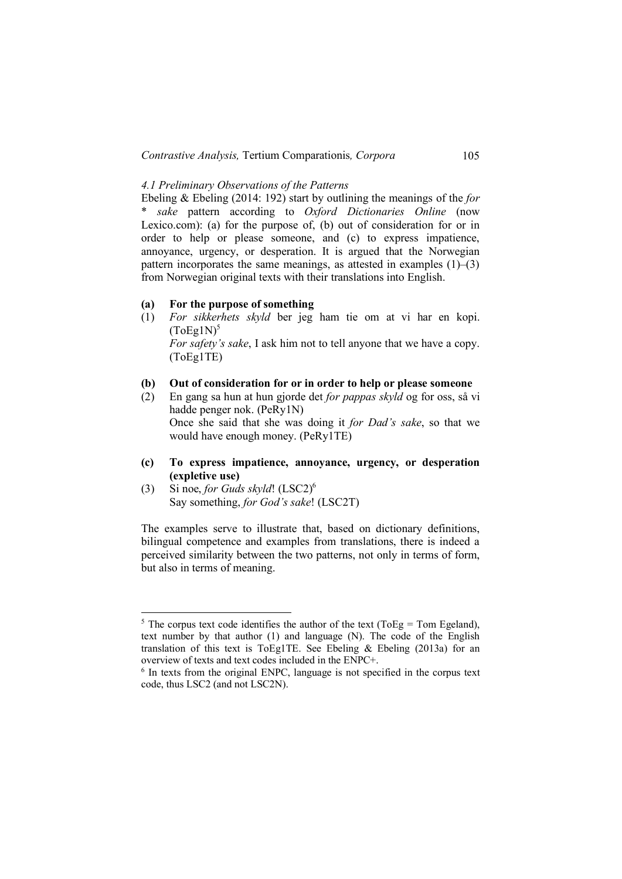### *4.1 Preliminary Observations of the Patterns*

Ebeling & Ebeling (2014: 192) start by outlining the meanings of the *for * sake* pattern according to *Oxford Dictionaries Online* (now Lexico.com): (a) for the purpose of, (b) out of consideration for or in order to help or please someone, and (c) to express impatience, annoyance, urgency, or desperation. It is argued that the Norwegian pattern incorporates the same meanings, as attested in examples (1)–(3) from Norwegian original texts with their translations into English.

**(a) For the purpose of something**

(1) *For sikkerhets skyld* ber jeg ham tie om at vi har en kopi. (ToEg1N)[5]
*For safety's sake*, I ask him not to tell anyone that we have a copy. (ToEg1TE)

**(b) Out of consideration for or in order to help or please someone**

(2) En gang sa hun at hun gjorde det *for pappas skyld* og for oss, så vi hadde penger nok. (PeRy1N)
Once she said that she was doing it *for Dad's sake*, so that we would have enough money. (PeRy1TE)

**(c) To express impatience, annoyance, urgency, or desperation (expletive use)**

(3) Si noe, *for Guds skyld*! (LSC2)[6]
Say something, *for God's sake*! (LSC2T)

The examples serve to illustrate that, based on dictionary definitions, bilingual competence and examples from translations, there is indeed a perceived similarity between the two patterns, not only in terms of form, but also in terms of meaning.

---

[5] The corpus text code identifies the author of the text (ToEg = Tom Egeland), text number by that author (1) and language (N). The code of the English translation of this text is ToEg1TE. See Ebeling & Ebeling (2013a) for an overview of texts and text codes included in the ENPC+.

[6] In texts from the original ENPC, language is not specified in the corpus text code, thus LSC2 (and not LSC2N).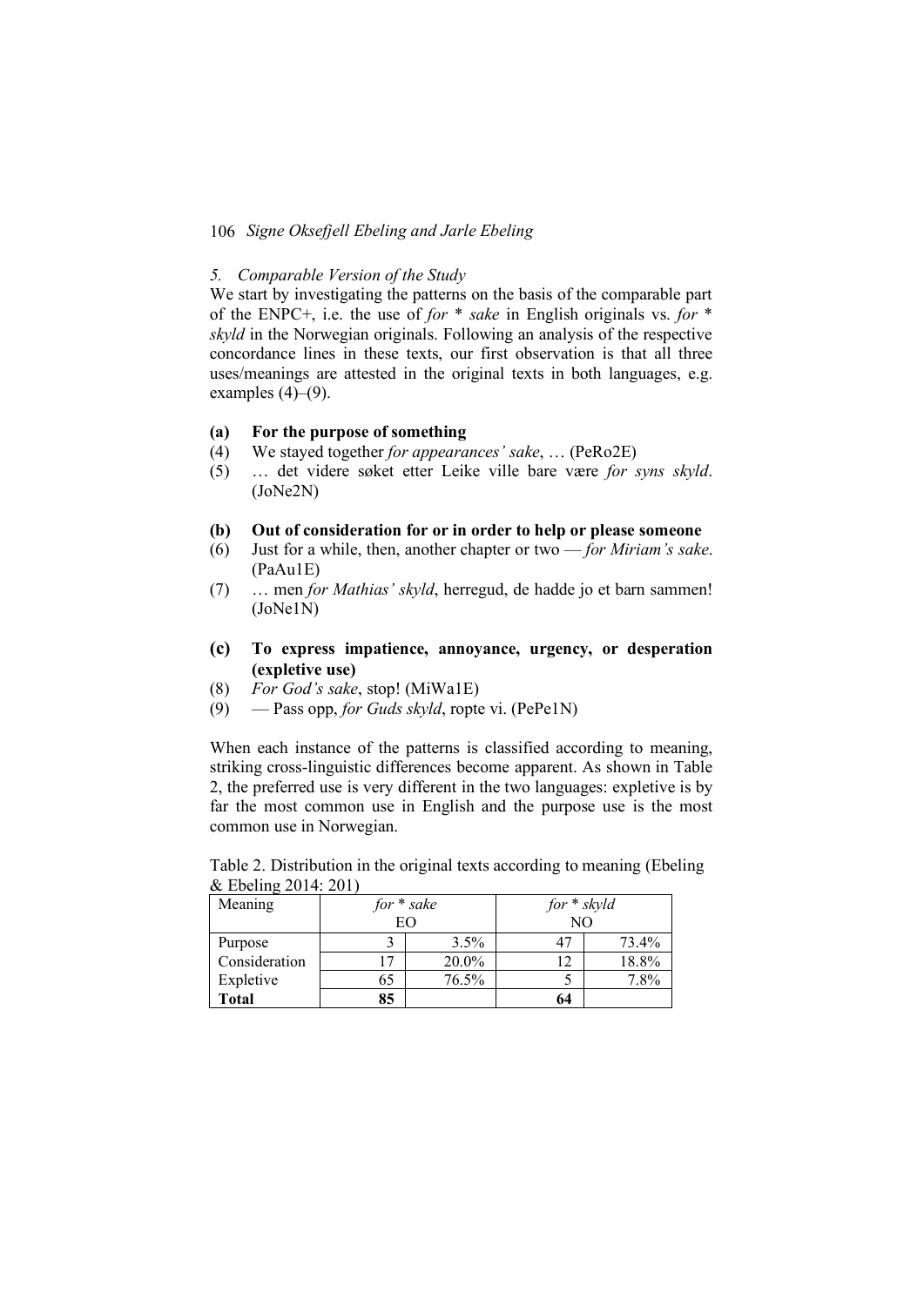*5. Comparable Version of the Study*

We start by investigating the patterns on the basis of the comparable part of the ENPC+, i.e. the use of *for * sake* in English originals vs. *for * skyld* in the Norwegian originals. Following an analysis of the respective concordance lines in these texts, our first observation is that all three uses/meanings are attested in the original texts in both languages, e.g. examples (4)–(9).

**(a) For the purpose of something**

(4) We stayed together *for appearances' sake*, … (PeRo2E)

(5) … det videre søket etter Leike ville bare være *for syns skyld*. (JoNe2N)

**(b) Out of consideration for or in order to help or please someone**

(6) Just for a while, then, another chapter or two — *for Miriam's sake*. (PaAu1E)

(7) … men *for Mathias' skyld*, herregud, de hadde jo et barn sammen! (JoNe1N)

**(c) To express impatience, annoyance, urgency, or desperation (expletive use)**

(8) *For God's sake*, stop! (MiWa1E)

(9) — Pass opp, *for Guds skyld*, ropte vi. (PePe1N)

When each instance of the patterns is classified according to meaning, striking cross-linguistic differences become apparent. As shown in Table 2, the preferred use is very different in the two languages: expletive is by far the most common use in English and the purpose use is the most common use in Norwegian.

Table 2. Distribution in the original texts according to meaning (Ebeling & Ebeling 2014: 201)

| Meaning | *for * sake* EO | | *for * skyld* NO | |
|---|---|---|---|---|
| Purpose | 3 | 3.5% | 47 | 73.4% |
| Consideration | 17 | 20.0% | 12 | 18.8% |
| Expletive | 65 | 76.5% | 5 | 7.8% |
| **Total** | **85** | | **64** | |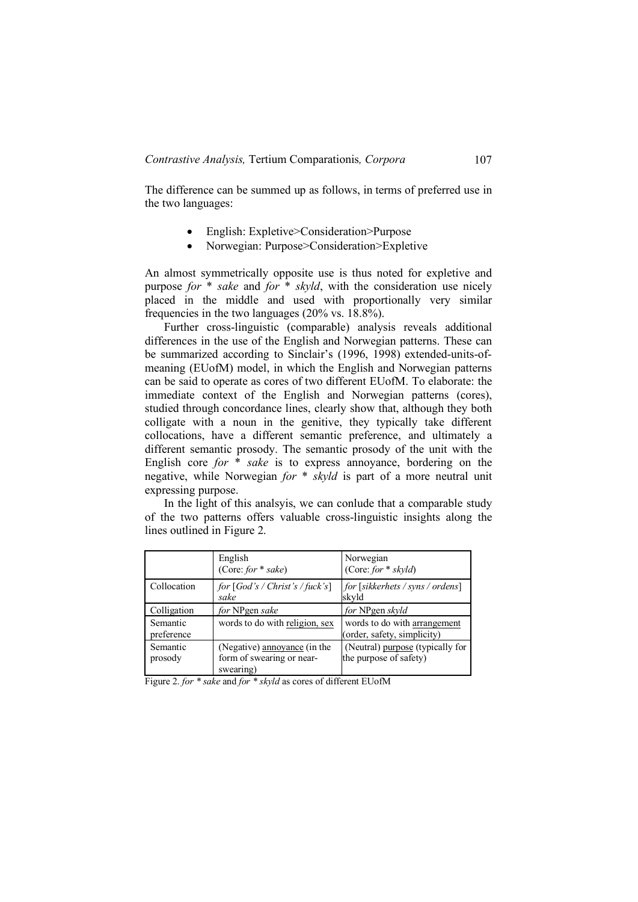The difference can be summed up as follows, in terms of preferred use in the two languages:

- English: Expletive>Consideration>Purpose
- Norwegian: Purpose>Consideration>Expletive

An almost symmetrically opposite use is thus noted for expletive and purpose *for * sake* and *for * skyld*, with the consideration use nicely placed in the middle and used with proportionally very similar frequencies in the two languages (20% vs. 18.8%).

Further cross-linguistic (comparable) analysis reveals additional differences in the use of the English and Norwegian patterns. These can be summarized according to Sinclair's (1996, 1998) extended-units-of-meaning (EUofM) model, in which the English and Norwegian patterns can be said to operate as cores of two different EUofM. To elaborate: the immediate context of the English and Norwegian patterns (cores), studied through concordance lines, clearly show that, although they both colligate with a noun in the genitive, they typically take different collocations, have a different semantic preference, and ultimately a different semantic prosody. The semantic prosody of the unit with the English core *for * sake* is to express annoyance, bordering on the negative, while Norwegian *for * skyld* is part of a more neutral unit expressing purpose.

In the light of this analsyis, we can conlude that a comparable study of the two patterns offers valuable cross-linguistic insights along the lines outlined in Figure 2.

| | English (Core: *for * sake*) | Norwegian (Core: *for * skyld*) |
|---|---|---|
| Collocation | *for* [*God's / Christ's / fuck's*] *sake* | *for* [*sikkerhets / syns / ordens*] skyld |
| Colligation | *for* NPgen *sake* | *for* NPgen *skyld* |
| Semantic preference | words to do with religion, sex | words to do with arrangement (order, safety, simplicity) |
| Semantic prosody | (Negative) annoyance (in the form of swearing or near-swearing) | (Neutral) purpose (typically for the purpose of safety) |

Figure 2. *for * sake* and *for * skyld* as cores of different EUofM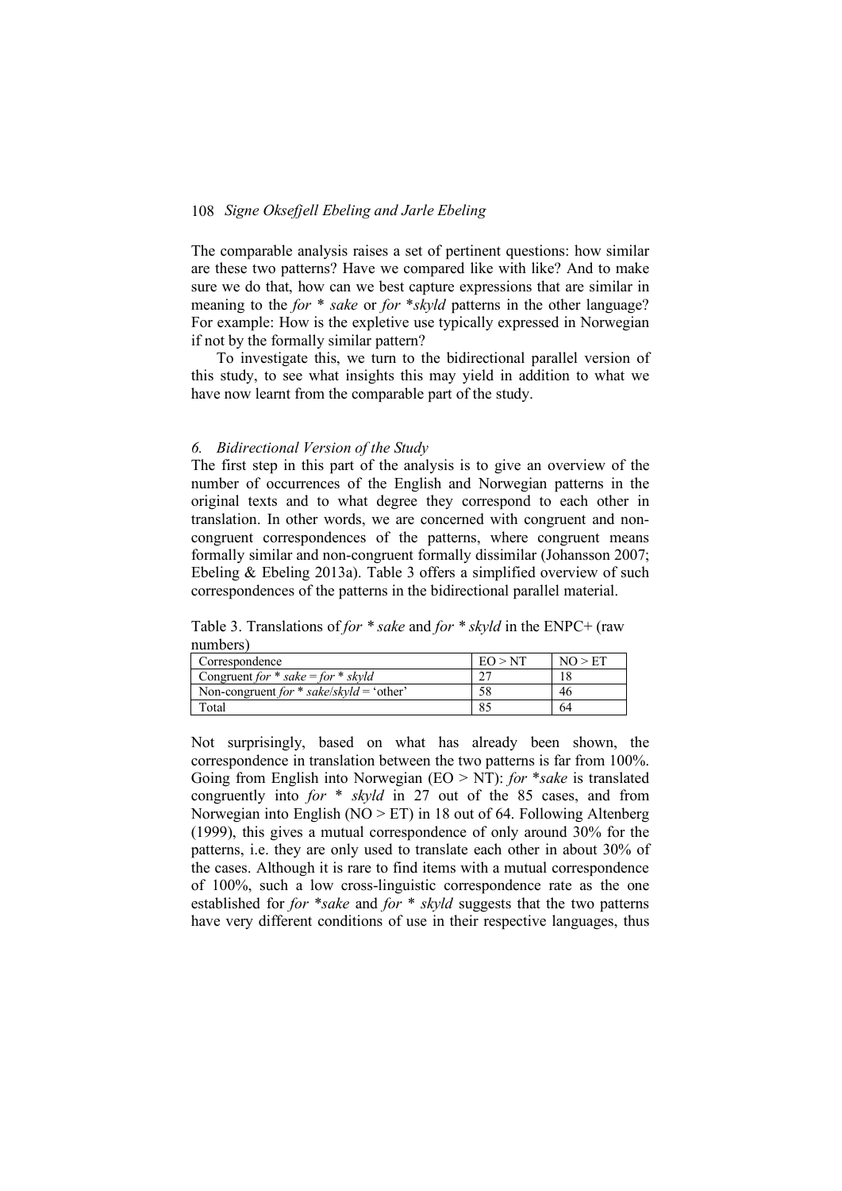The comparable analysis raises a set of pertinent questions: how similar are these two patterns? Have we compared like with like? And to make sure we do that, how can we best capture expressions that are similar in meaning to the *for * sake* or *for *skyld* patterns in the other language? For example: How is the expletive use typically expressed in Norwegian if not by the formally similar pattern?

To investigate this, we turn to the bidirectional parallel version of this study, to see what insights this may yield in addition to what we have now learnt from the comparable part of the study.

### *6. Bidirectional Version of the Study*

The first step in this part of the analysis is to give an overview of the number of occurrences of the English and Norwegian patterns in the original texts and to what degree they correspond to each other in translation. In other words, we are concerned with congruent and non-congruent correspondences of the patterns, where congruent means formally similar and non-congruent formally dissimilar (Johansson 2007; Ebeling & Ebeling 2013a). Table 3 offers a simplified overview of such correspondences of the patterns in the bidirectional parallel material.

Table 3. Translations of *for * sake* and *for * skyld* in the ENPC+ (raw numbers)

| Correspondence | EO > NT | NO > ET |
|---|---|---|
| Congruent *for * sake = for * skyld* | 27 | 18 |
| Non-congruent *for * sake/skyld* = 'other' | 58 | 46 |
| Total | 85 | 64 |

Not surprisingly, based on what has already been shown, the correspondence in translation between the two patterns is far from 100%. Going from English into Norwegian (EO > NT): *for *sake* is translated congruently into *for * skyld* in 27 out of the 85 cases, and from Norwegian into English (NO > ET) in 18 out of 64. Following Altenberg (1999), this gives a mutual correspondence of only around 30% for the patterns, i.e. they are only used to translate each other in about 30% of the cases. Although it is rare to find items with a mutual correspondence of 100%, such a low cross-linguistic correspondence rate as the one established for *for *sake* and *for * skyld* suggests that the two patterns have very different conditions of use in their respective languages, thus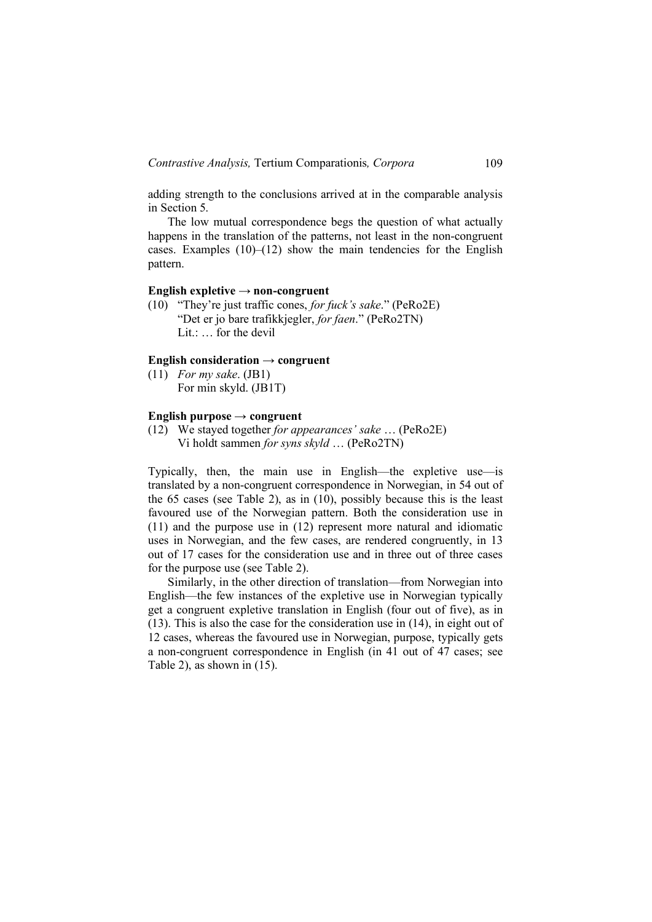adding strength to the conclusions arrived at in the comparable analysis in Section 5.

The low mutual correspondence begs the question of what actually happens in the translation of the patterns, not least in the non-congruent cases. Examples (10)–(12) show the main tendencies for the English pattern.

**English expletive → non-congruent**

(10) "They're just traffic cones, *for fuck's sake*." (PeRo2E)
"Det er jo bare trafikkjegler, *for faen*." (PeRo2TN)
Lit.: … for the devil

**English consideration → congruent**

(11) *For my sake*. (JB1)
For min skyld. (JB1T)

**English purpose → congruent**

(12) We stayed together *for appearances' sake* … (PeRo2E)
Vi holdt sammen *for syns skyld* … (PeRo2TN)

Typically, then, the main use in English—the expletive use—is translated by a non-congruent correspondence in Norwegian, in 54 out of the 65 cases (see Table 2), as in (10), possibly because this is the least favoured use of the Norwegian pattern. Both the consideration use in (11) and the purpose use in (12) represent more natural and idiomatic uses in Norwegian, and the few cases, are rendered congruently, in 13 out of 17 cases for the consideration use and in three out of three cases for the purpose use (see Table 2).

Similarly, in the other direction of translation—from Norwegian into English—the few instances of the expletive use in Norwegian typically get a congruent expletive translation in English (four out of five), as in (13). This is also the case for the consideration use in (14), in eight out of 12 cases, whereas the favoured use in Norwegian, purpose, typically gets a non-congruent correspondence in English (in 41 out of 47 cases; see Table 2), as shown in (15).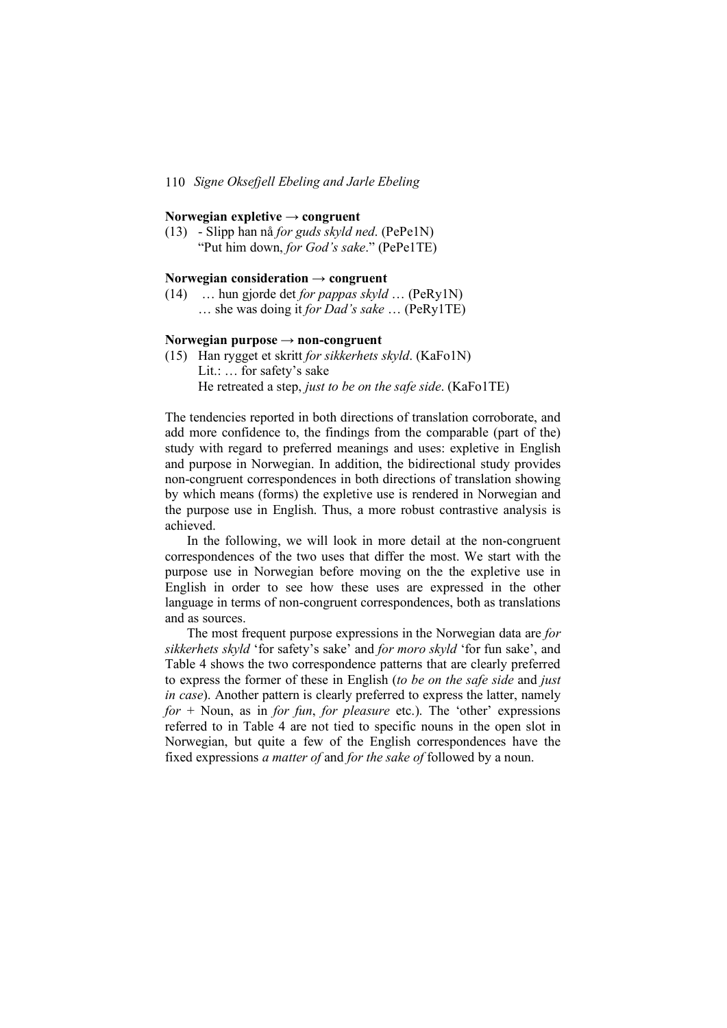**Norwegian expletive → congruent**

(13) - Slipp han nå *for guds skyld ned*. (PePe1N)
"Put him down, *for God's sake*." (PePe1TE)

**Norwegian consideration → congruent**

(14) … hun gjorde det *for pappas skyld* … (PeRy1N)
… she was doing it *for Dad's sake* … (PeRy1TE)

**Norwegian purpose → non-congruent**

(15) Han rygget et skritt *for sikkerhets skyld*. (KaFo1N)
Lit.: … for safety's sake
He retreated a step, *just to be on the safe side*. (KaFo1TE)

The tendencies reported in both directions of translation corroborate, and add more confidence to, the findings from the comparable (part of the) study with regard to preferred meanings and uses: expletive in English and purpose in Norwegian. In addition, the bidirectional study provides non-congruent correspondences in both directions of translation showing by which means (forms) the expletive use is rendered in Norwegian and the purpose use in English. Thus, a more robust contrastive analysis is achieved.

In the following, we will look in more detail at the non-congruent correspondences of the two uses that differ the most. We start with the purpose use in Norwegian before moving on the the expletive use in English in order to see how these uses are expressed in the other language in terms of non-congruent correspondences, both as translations and as sources.

The most frequent purpose expressions in the Norwegian data are *for sikkerhets skyld* 'for safety's sake' and *for moro skyld* 'for fun sake', and Table 4 shows the two correspondence patterns that are clearly preferred to express the former of these in English (*to be on the safe side* and *just in case*). Another pattern is clearly preferred to express the latter, namely *for* + Noun, as in *for fun*, *for pleasure* etc.). The 'other' expressions referred to in Table 4 are not tied to specific nouns in the open slot in Norwegian, but quite a few of the English correspondences have the fixed expressions *a matter of* and *for the sake of* followed by a noun.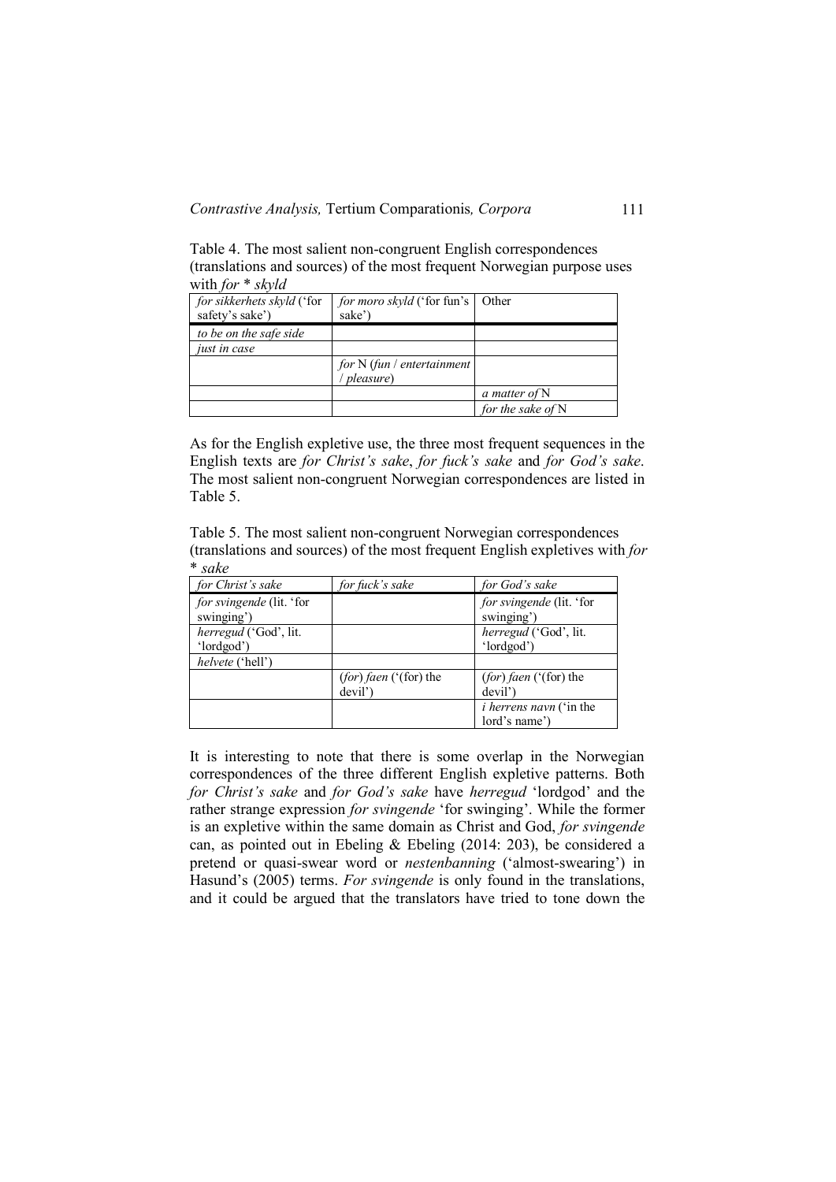Table 4. The most salient non-congruent English correspondences (translations and sources) of the most frequent Norwegian purpose uses with *for* * *skyld*

| *for sikkerhets skyld* ('for safety's sake') | *for moro skyld* ('for fun's sake') | Other |
|---|---|---|
| *to be on the safe side* | | |
| *just in case* | | |
| | *for* N (*fun* / *entertainment* / *pleasure*) | |
| | | *a matter of* N |
| | | *for the sake of* N |

As for the English expletive use, the three most frequent sequences in the English texts are *for Christ's sake*, *for fuck's sake* and *for God's sake*. The most salient non-congruent Norwegian correspondences are listed in Table 5.

Table 5. The most salient non-congruent Norwegian correspondences (translations and sources) of the most frequent English expletives with *for* * *sake*

| *for Christ's sake* | *for fuck's sake* | *for God's sake* |
|---|---|---|
| *for svingende* (lit. 'for swinging') | | *for svingende* (lit. 'for swinging') |
| *herregud* ('God', lit. 'lordgod') | | *herregud* ('God', lit. 'lordgod') |
| *helvete* ('hell') | | |
| | (*for*) *faen* ('(for) the devil') | (*for*) *faen* ('(for) the devil') |
| | | *i herrens navn* ('in the lord's name') |

It is interesting to note that there is some overlap in the Norwegian correspondences of the three different English expletive patterns. Both *for Christ's sake* and *for God's sake* have *herregud* 'lordgod' and the rather strange expression *for svingende* 'for swinging'. While the former is an expletive within the same domain as Christ and God, *for svingende* can, as pointed out in Ebeling & Ebeling (2014: 203), be considered a pretend or quasi-swear word or *nestenbanning* ('almost-swearing') in Hasund's (2005) terms. *For svingende* is only found in the translations, and it could be argued that the translators have tried to tone down the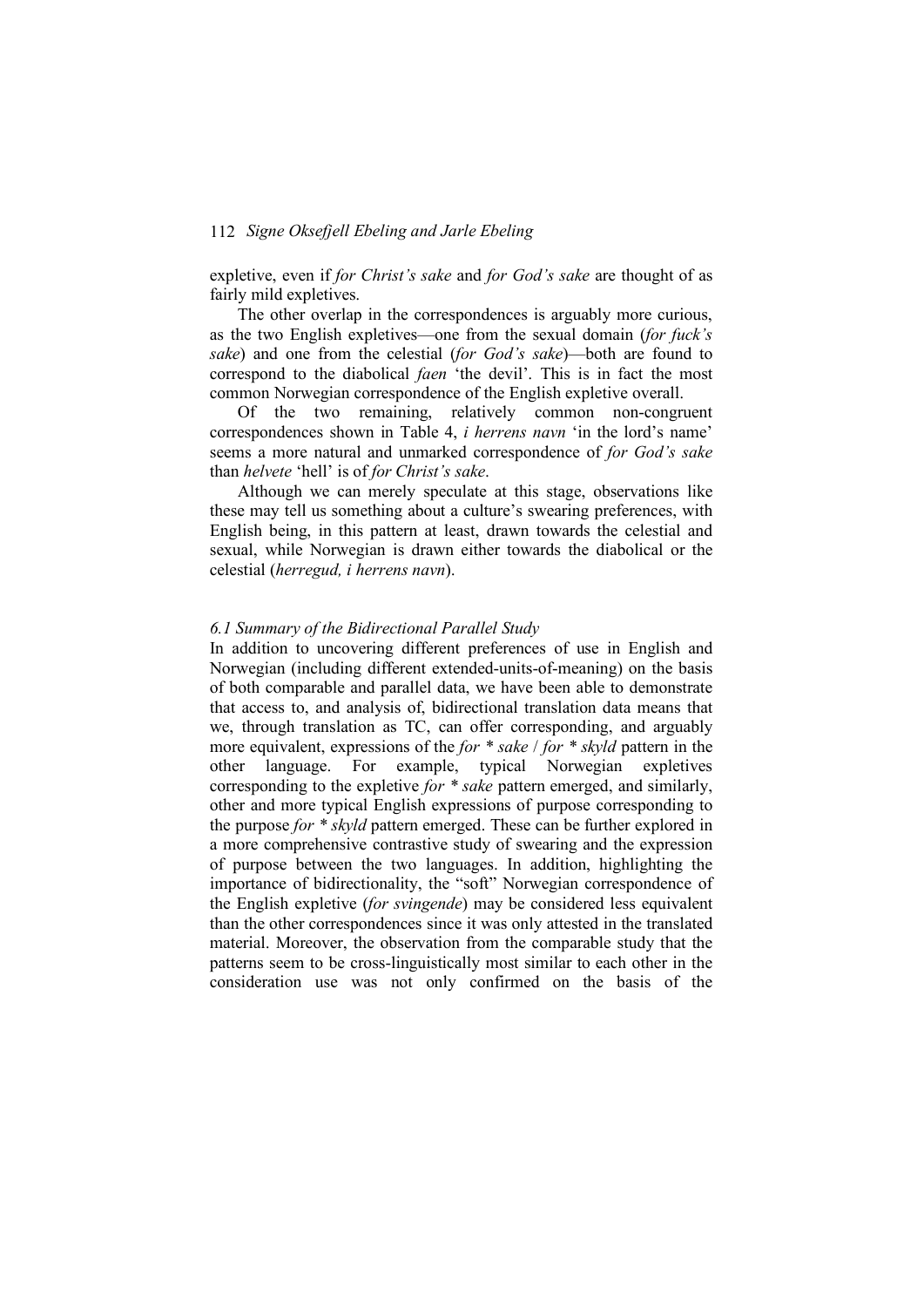expletive, even if *for Christ's sake* and *for God's sake* are thought of as fairly mild expletives.

The other overlap in the correspondences is arguably more curious, as the two English expletives—one from the sexual domain (*for fuck's sake*) and one from the celestial (*for God's sake*)—both are found to correspond to the diabolical *faen* 'the devil'. This is in fact the most common Norwegian correspondence of the English expletive overall.

Of the two remaining, relatively common non-congruent correspondences shown in Table 4, *i herrens navn* 'in the lord's name' seems a more natural and unmarked correspondence of *for God's sake* than *helvete* 'hell' is of *for Christ's sake*.

Although we can merely speculate at this stage, observations like these may tell us something about a culture's swearing preferences, with English being, in this pattern at least, drawn towards the celestial and sexual, while Norwegian is drawn either towards the diabolical or the celestial (*herregud, i herrens navn*).

### *6.1 Summary of the Bidirectional Parallel Study*

In addition to uncovering different preferences of use in English and Norwegian (including different extended-units-of-meaning) on the basis of both comparable and parallel data, we have been able to demonstrate that access to, and analysis of, bidirectional translation data means that we, through translation as TC, can offer corresponding, and arguably more equivalent, expressions of the *for * sake* / *for * skyld* pattern in the other language. For example, typical Norwegian expletives corresponding to the expletive *for * sake* pattern emerged, and similarly, other and more typical English expressions of purpose corresponding to the purpose *for * skyld* pattern emerged. These can be further explored in a more comprehensive contrastive study of swearing and the expression of purpose between the two languages. In addition, highlighting the importance of bidirectionality, the "soft" Norwegian correspondence of the English expletive (*for svingende*) may be considered less equivalent than the other correspondences since it was only attested in the translated material. Moreover, the observation from the comparable study that the patterns seem to be cross-linguistically most similar to each other in the consideration use was not only confirmed on the basis of the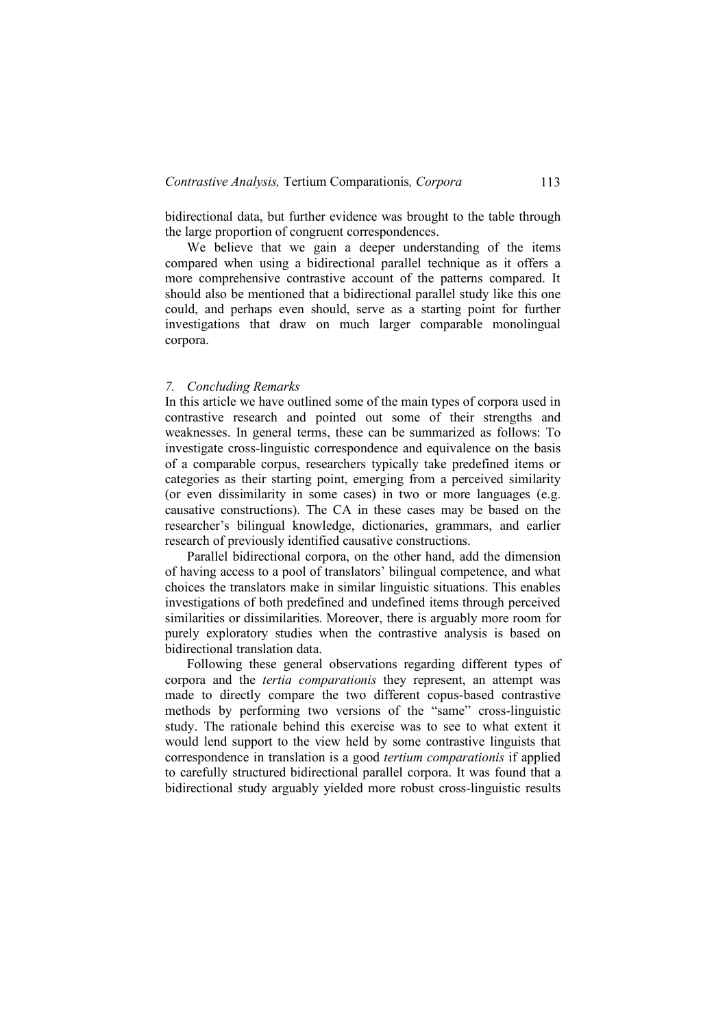bidirectional data, but further evidence was brought to the table through the large proportion of congruent correspondences.

We believe that we gain a deeper understanding of the items compared when using a bidirectional parallel technique as it offers a more comprehensive contrastive account of the patterns compared. It should also be mentioned that a bidirectional parallel study like this one could, and perhaps even should, serve as a starting point for further investigations that draw on much larger comparable monolingual corpora.

## *7. Concluding Remarks*

In this article we have outlined some of the main types of corpora used in contrastive research and pointed out some of their strengths and weaknesses. In general terms, these can be summarized as follows: To investigate cross-linguistic correspondence and equivalence on the basis of a comparable corpus, researchers typically take predefined items or categories as their starting point, emerging from a perceived similarity (or even dissimilarity in some cases) in two or more languages (e.g. causative constructions). The CA in these cases may be based on the researcher's bilingual knowledge, dictionaries, grammars, and earlier research of previously identified causative constructions.

Parallel bidirectional corpora, on the other hand, add the dimension of having access to a pool of translators' bilingual competence, and what choices the translators make in similar linguistic situations. This enables investigations of both predefined and undefined items through perceived similarities or dissimilarities. Moreover, there is arguably more room for purely exploratory studies when the contrastive analysis is based on bidirectional translation data.

Following these general observations regarding different types of corpora and the *tertia comparationis* they represent, an attempt was made to directly compare the two different copus-based contrastive methods by performing two versions of the "same" cross-linguistic study. The rationale behind this exercise was to see to what extent it would lend support to the view held by some contrastive linguists that correspondence in translation is a good *tertium comparationis* if applied to carefully structured bidirectional parallel corpora. It was found that a bidirectional study arguably yielded more robust cross-linguistic results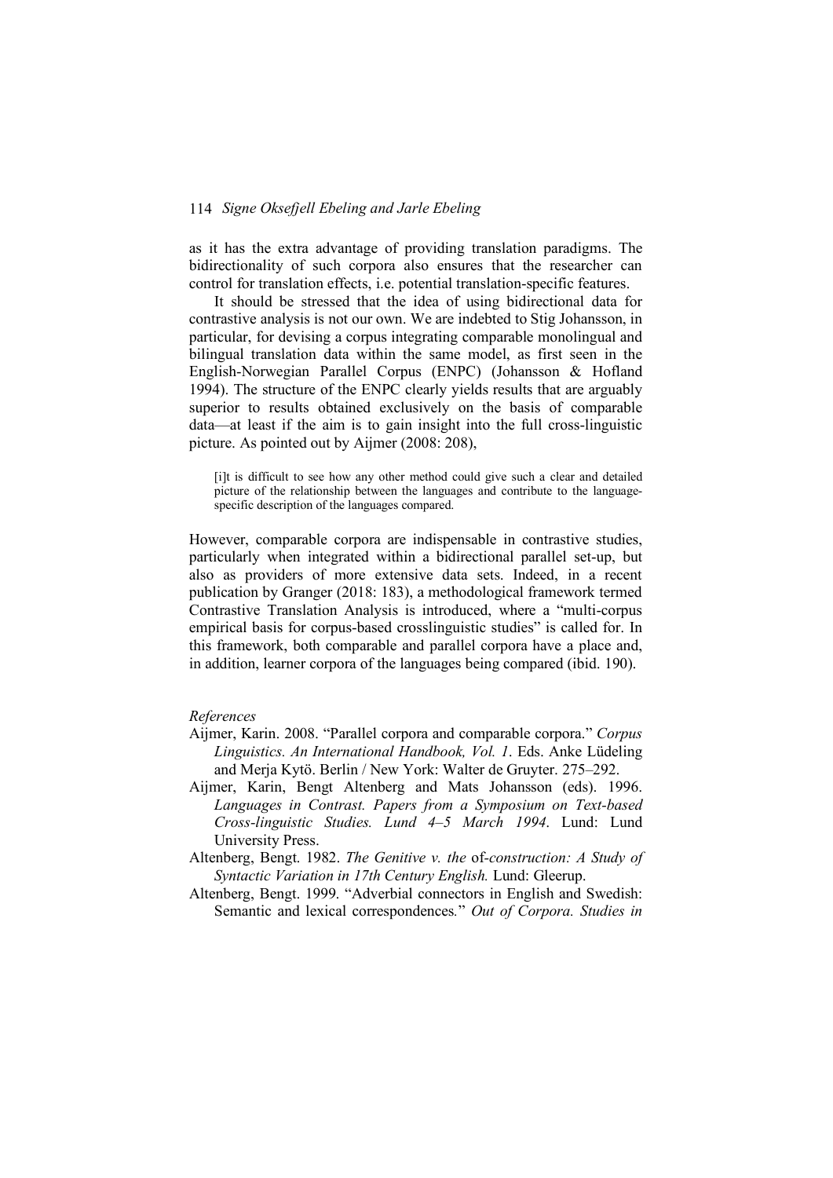as it has the extra advantage of providing translation paradigms. The bidirectionality of such corpora also ensures that the researcher can control for translation effects, i.e. potential translation-specific features.

It should be stressed that the idea of using bidirectional data for contrastive analysis is not our own. We are indebted to Stig Johansson, in particular, for devising a corpus integrating comparable monolingual and bilingual translation data within the same model, as first seen in the English-Norwegian Parallel Corpus (ENPC) (Johansson & Hofland 1994). The structure of the ENPC clearly yields results that are arguably superior to results obtained exclusively on the basis of comparable data—at least if the aim is to gain insight into the full cross-linguistic picture. As pointed out by Aijmer (2008: 208),

> [i]t is difficult to see how any other method could give such a clear and detailed picture of the relationship between the languages and contribute to the language-specific description of the languages compared.

However, comparable corpora are indispensable in contrastive studies, particularly when integrated within a bidirectional parallel set-up, but also as providers of more extensive data sets. Indeed, in a recent publication by Granger (2018: 183), a methodological framework termed Contrastive Translation Analysis is introduced, where a "multi-corpus empirical basis for corpus-based crosslinguistic studies" is called for. In this framework, both comparable and parallel corpora have a place and, in addition, learner corpora of the languages being compared (ibid. 190).

*References*

Aijmer, Karin. 2008. "Parallel corpora and comparable corpora." *Corpus Linguistics. An International Handbook, Vol. 1*. Eds. Anke Lüdeling and Merja Kytö. Berlin / New York: Walter de Gruyter. 275–292.

Aijmer, Karin, Bengt Altenberg and Mats Johansson (eds). 1996. *Languages in Contrast. Papers from a Symposium on Text-based Cross-linguistic Studies. Lund 4–5 March 1994*. Lund: Lund University Press.

Altenberg, Bengt. 1982. *The Genitive v. the* of*-construction: A Study of Syntactic Variation in 17th Century English.* Lund: Gleerup.

Altenberg, Bengt. 1999. "Adverbial connectors in English and Swedish: Semantic and lexical correspondences." *Out of Corpora. Studies in*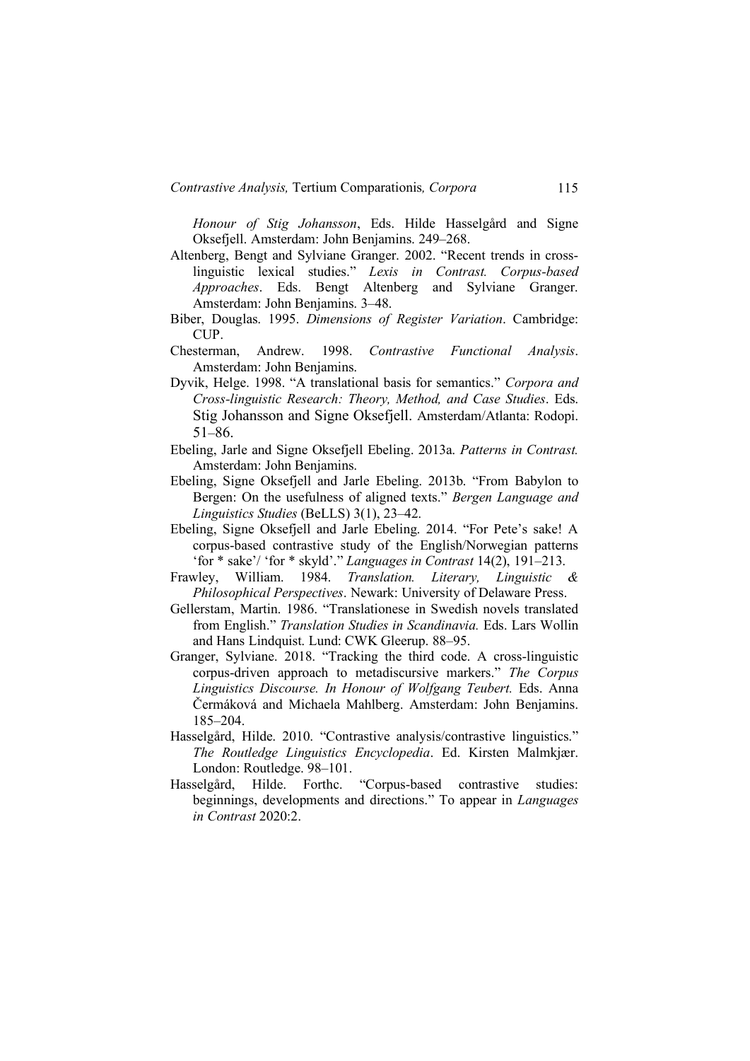*Honour of Stig Johansson*, Eds. Hilde Hasselgård and Signe Oksefjell. Amsterdam: John Benjamins. 249–268.

Altenberg, Bengt and Sylviane Granger. 2002. "Recent trends in cross-linguistic lexical studies." *Lexis in Contrast. Corpus-based Approaches*. Eds. Bengt Altenberg and Sylviane Granger. Amsterdam: John Benjamins. 3–48.

Biber, Douglas. 1995. *Dimensions of Register Variation*. Cambridge: CUP.

Chesterman, Andrew. 1998. *Contrastive Functional Analysis*. Amsterdam: John Benjamins.

Dyvik, Helge. 1998. "A translational basis for semantics." *Corpora and Cross-linguistic Research: Theory, Method, and Case Studies*. Eds. Stig Johansson and Signe Oksefjell. Amsterdam/Atlanta: Rodopi. 51–86.

Ebeling, Jarle and Signe Oksefjell Ebeling. 2013a. *Patterns in Contrast.* Amsterdam: John Benjamins.

Ebeling, Signe Oksefjell and Jarle Ebeling. 2013b. "From Babylon to Bergen: On the usefulness of aligned texts." *Bergen Language and Linguistics Studies* (BeLLS) 3(1), 23–42.

Ebeling, Signe Oksefjell and Jarle Ebeling. 2014. "For Pete's sake! A corpus-based contrastive study of the English/Norwegian patterns 'for * sake'/ 'for * skyld'." *Languages in Contrast* 14(2), 191–213.

Frawley, William. 1984. *Translation. Literary, Linguistic & Philosophical Perspectives*. Newark: University of Delaware Press.

Gellerstam, Martin. 1986. "Translationese in Swedish novels translated from English." *Translation Studies in Scandinavia.* Eds. Lars Wollin and Hans Lindquist. Lund: CWK Gleerup. 88–95.

Granger, Sylviane. 2018. "Tracking the third code. A cross-linguistic corpus-driven approach to metadiscursive markers." *The Corpus Linguistics Discourse. In Honour of Wolfgang Teubert.* Eds. Anna Čermáková and Michaela Mahlberg. Amsterdam: John Benjamins. 185–204.

Hasselgård, Hilde. 2010. "Contrastive analysis/contrastive linguistics." *The Routledge Linguistics Encyclopedia*. Ed. Kirsten Malmkjær. London: Routledge. 98–101.

Hasselgård, Hilde. Forthc. "Corpus-based contrastive studies: beginnings, developments and directions." To appear in *Languages in Contrast* 2020:2.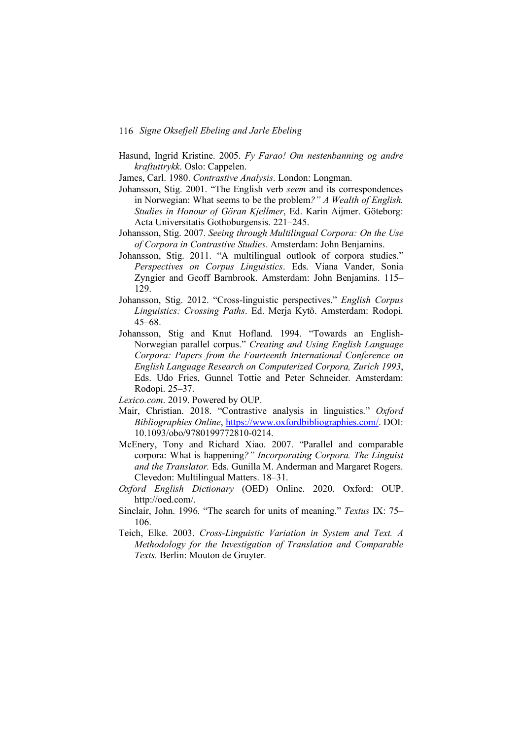Hasund, Ingrid Kristine. 2005. *Fy Farao! Om nestenbanning og andre kraftuttrykk*. Oslo: Cappelen.

James, Carl. 1980. *Contrastive Analysis*. London: Longman.

Johansson, Stig. 2001. "The English verb *seem* and its correspondences in Norwegian: What seems to be the problem*?" A Wealth of English. Studies in Honour of Göran Kjellmer*, Ed. Karin Aijmer. Göteborg: Acta Universitatis Gothoburgensis. 221–245.

Johansson, Stig. 2007. *Seeing through Multilingual Corpora: On the Use of Corpora in Contrastive Studies*. Amsterdam: John Benjamins.

Johansson, Stig. 2011. "A multilingual outlook of corpora studies." *Perspectives on Corpus Linguistics*. Eds. Viana Vander, Sonia Zyngier and Geoff Barnbrook. Amsterdam: John Benjamins. 115–129.

Johansson, Stig. 2012. "Cross-linguistic perspectives." *English Corpus Linguistics: Crossing Paths*. Ed. Merja Kytö. Amsterdam: Rodopi. 45–68.

Johansson, Stig and Knut Hofland. 1994. "Towards an English-Norwegian parallel corpus." *Creating and Using English Language Corpora: Papers from the Fourteenth International Conference on English Language Research on Computerized Corpora, Zurich 1993*, Eds. Udo Fries, Gunnel Tottie and Peter Schneider. Amsterdam: Rodopi. 25–37.

*Lexico.com*. 2019. Powered by OUP.

Mair, Christian. 2018. "Contrastive analysis in linguistics." *Oxford Bibliographies Online*, https://www.oxfordbibliographies.com/. DOI: 10.1093/obo/9780199772810-0214.

McEnery, Tony and Richard Xiao. 2007. "Parallel and comparable corpora: What is happening*?" Incorporating Corpora. The Linguist and the Translator.* Eds. Gunilla M. Anderman and Margaret Rogers. Clevedon: Multilingual Matters. 18–31.

*Oxford English Dictionary* (OED) Online. 2020. Oxford: OUP. http://oed.com/.

Sinclair, John. 1996. "The search for units of meaning." *Textus* IX: 75–106.

Teich, Elke. 2003. *Cross-Linguistic Variation in System and Text. A Methodology for the Investigation of Translation and Comparable Texts.* Berlin: Mouton de Gruyter.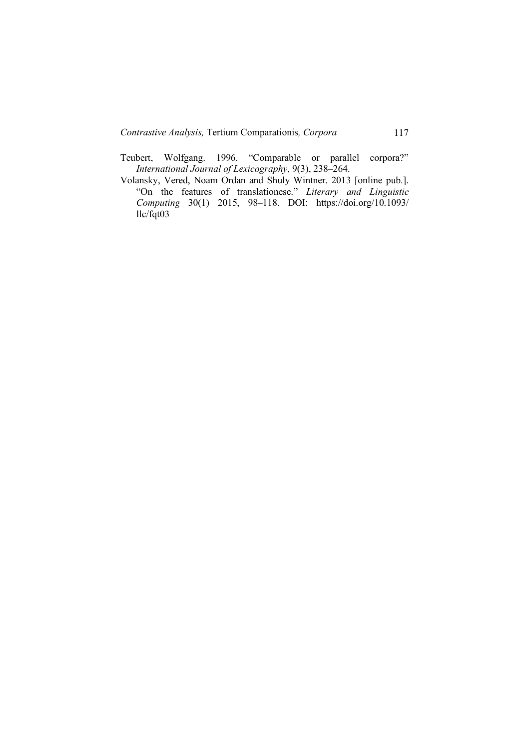Teubert, Wolfgang. 1996. "Comparable or parallel corpora?" *International Journal of Lexicography*, 9(3), 238–264.

Volansky, Vered, Noam Ordan and Shuly Wintner. 2013 [online pub.]. "On the features of translationese." *Literary and Linguistic Computing* 30(1) 2015, 98–118. DOI: https://doi.org/10.1093/llc/fqt03